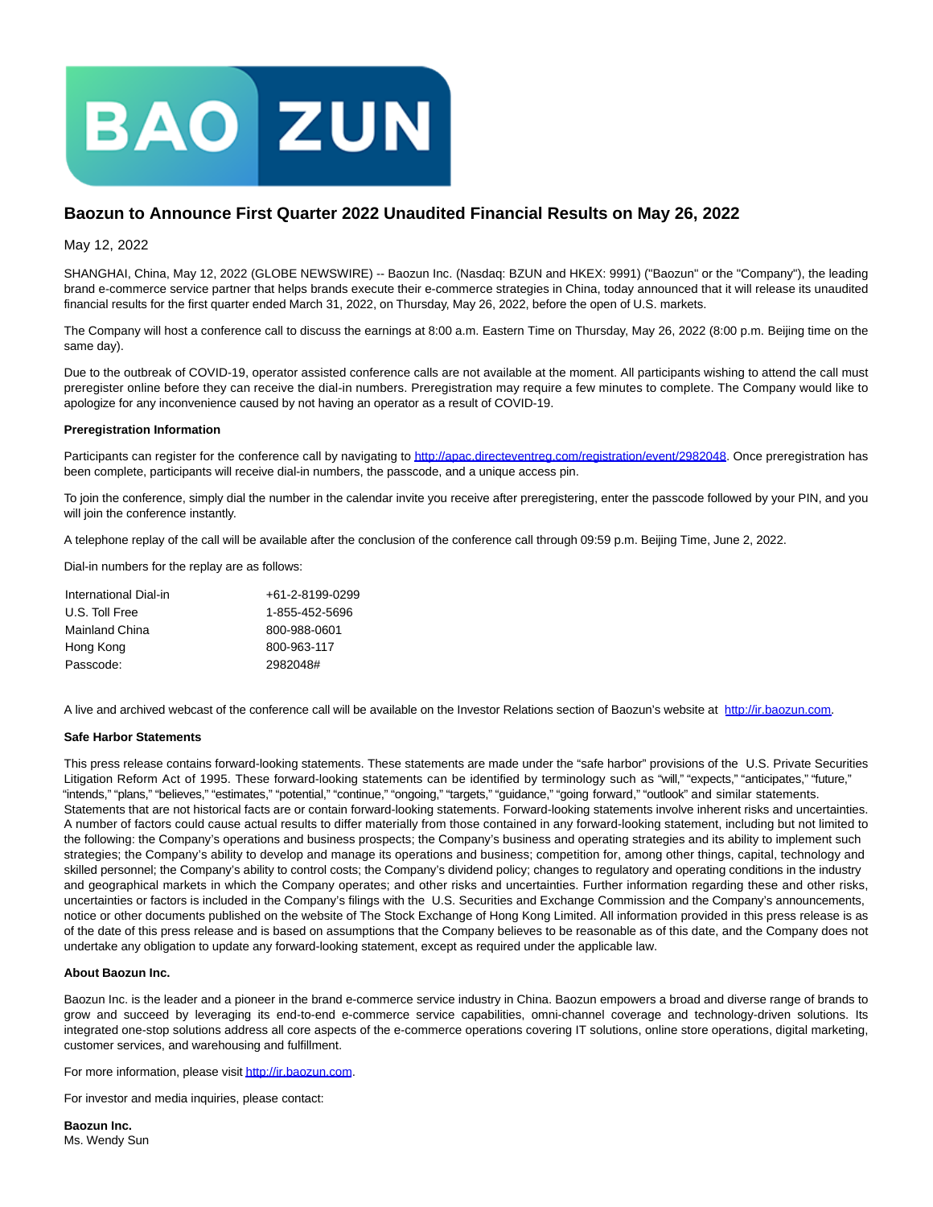# Baozun to Announce First Quarter 2022 Unaudited Financial Results on May 26, 2022

May 12, 2022

SHANGHAI, China, May 12, 2022 (GLOBE NEWSWIRE) -- Baozun Inc. (Nasdaq: BZUN and HKEX: 9991) ("Baozun" or the "Company"), the leading brand e-commerce service partner that helps brands execute their e-commerce strategies in China, today announced that it will release its unaudited financial results for the first quarter ended March 31, 2022, on Thursday, May 26, 2022, before the open of U.S. markets.

The Company will host a conference call to discuss the earnings at 8:00 a.m. Eastern Time on Thursday, May 26, 2022 (8:00 p.m. Beijing time on the same day).

Due to the outbreak of COVID-19, operator assisted conference calls are not available at the moment. All participants wishing to attend the call must preregister online before they can receive the dial-in numbers. Preregistration may require a few minutes to complete. The Company would like to apologize for any inconvenience caused by not having an operator as a result of COVID-19.

**Preregistration Information**

Participants can register for the conference call by navigating to http://apac.directeventreg.com/registration/event/2982048. Once preregistration has been complete, participants will receive dial-in numbers, the passcode, and a unique access pin.

To join the conference, simply dial the number in the calendar invite you receive after preregistering, enter the passcode followed by your PIN, and you will join the conference instantly.

A telephone replay of the call will be available after the conclusion of the conference call through 09:59 p.m. Beijing Time, June 2, 2022.

Dial-in numbers for the replay are as follows:

| | |
|---|---|
| International Dial-in | +61-2-8199-0299 |
| U.S. Toll Free | 1-855-452-5696 |
| Mainland China | 800-988-0601 |
| Hong Kong | 800-963-117 |
| Passcode: | 2982048# |

A live and archived webcast of the conference call will be available on the Investor Relations section of Baozun's website at http://ir.baozun.com.

**Safe Harbor Statements**

This press release contains forward-looking statements. These statements are made under the "safe harbor" provisions of the U.S. Private Securities Litigation Reform Act of 1995. These forward-looking statements can be identified by terminology such as "will," "expects," "anticipates," "future," "intends," "plans," "believes," "estimates," "potential," "continue," "ongoing," "targets," "guidance," "going forward," "outlook" and similar statements. Statements that are not historical facts are or contain forward-looking statements. Forward-looking statements involve inherent risks and uncertainties. A number of factors could cause actual results to differ materially from those contained in any forward-looking statement, including but not limited to the following: the Company's operations and business prospects; the Company's business and operating strategies and its ability to implement such strategies; the Company's ability to develop and manage its operations and business; competition for, among other things, capital, technology and skilled personnel; the Company's ability to control costs; the Company's dividend policy; changes to regulatory and operating conditions in the industry and geographical markets in which the Company operates; and other risks and uncertainties. Further information regarding these and other risks, uncertainties or factors is included in the Company's filings with the U.S. Securities and Exchange Commission and the Company's announcements, notice or other documents published on the website of The Stock Exchange of Hong Kong Limited. All information provided in this press release is as of the date of this press release and is based on assumptions that the Company believes to be reasonable as of this date, and the Company does not undertake any obligation to update any forward-looking statement, except as required under the applicable law.

**About Baozun Inc.**

Baozun Inc. is the leader and a pioneer in the brand e-commerce service industry in China. Baozun empowers a broad and diverse range of brands to grow and succeed by leveraging its end-to-end e-commerce service capabilities, omni-channel coverage and technology-driven solutions. Its integrated one-stop solutions address all core aspects of the e-commerce operations covering IT solutions, online store operations, digital marketing, customer services, and warehousing and fulfillment.

For more information, please visit http://ir.baozun.com.

For investor and media inquiries, please contact:

**Baozun Inc.**
Ms. Wendy Sun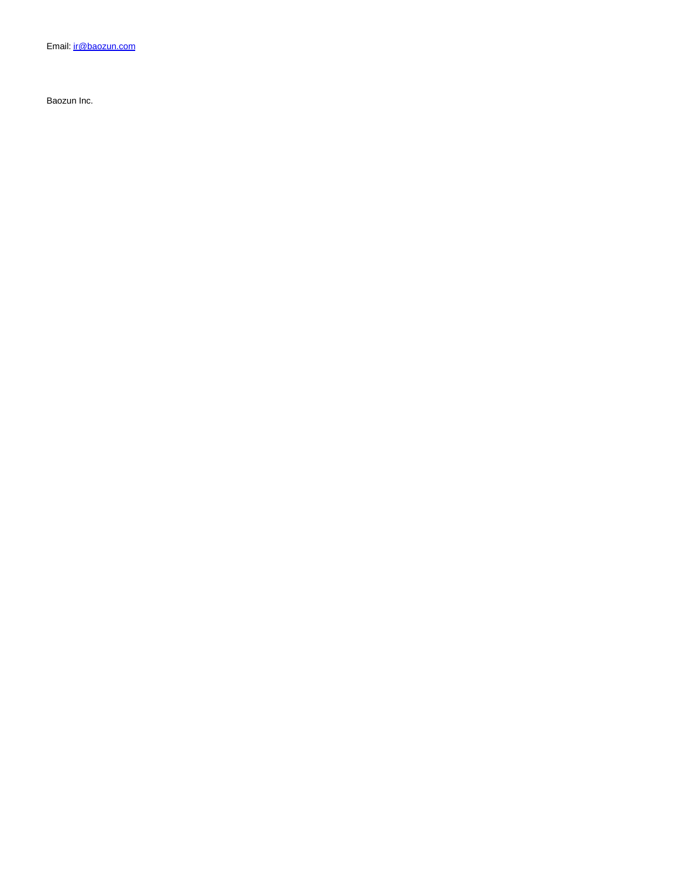Email: [ir@baozun.com](mailto:ir@baozun.com)

Baozun Inc.